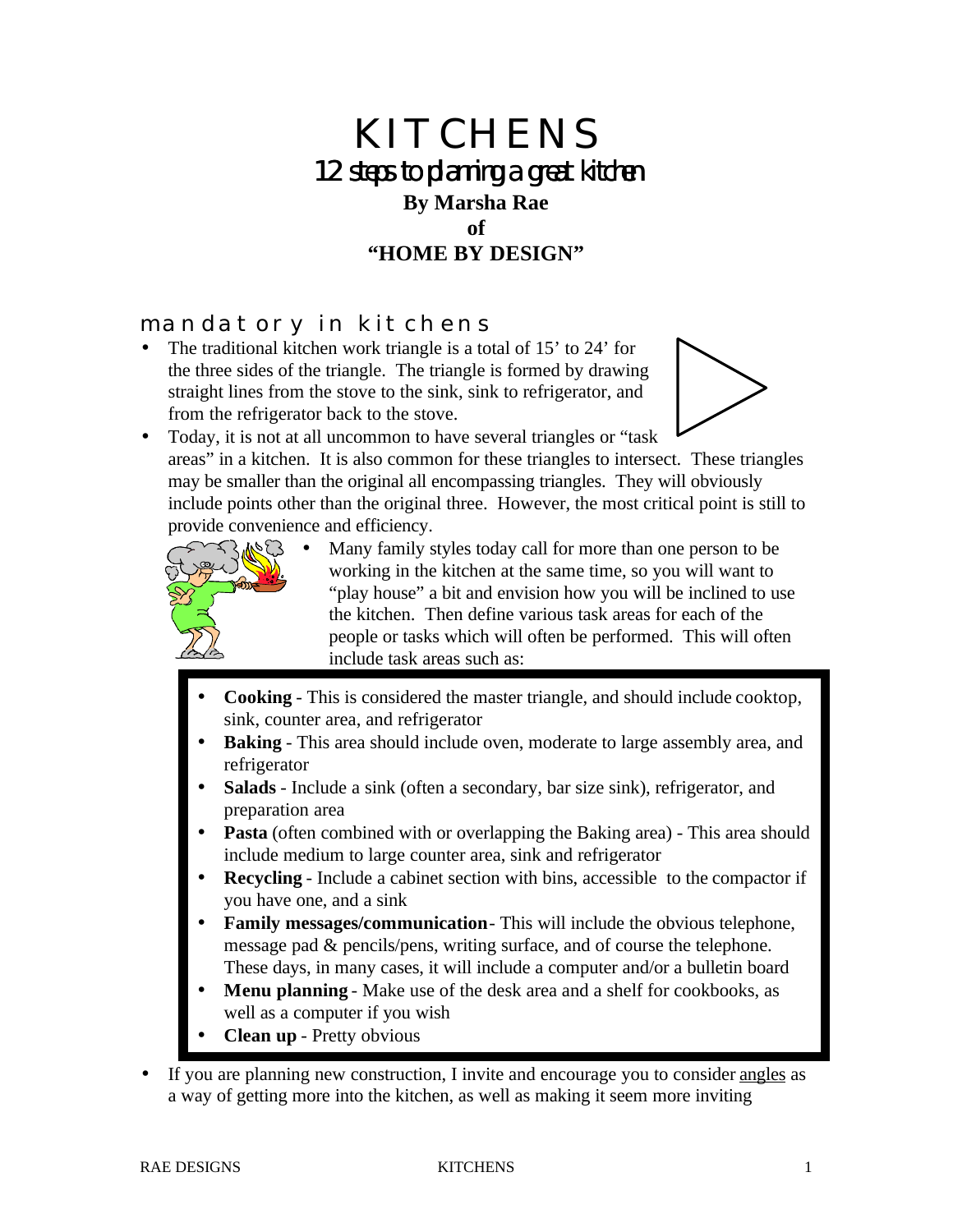# KITCHENS

## 12 steps to planning a great kitchen

**By Marsha Rae**

**of**

**"HOME BY DESIGN"**

### mandatory in kitchens

- The traditional kitchen work triangle is a total of 15' to 24' for the three sides of the triangle. The triangle is formed by drawing straight lines from the stove to the sink, sink to refrigerator, and from the refrigerator back to the stove.
- Today, it is not at all uncommon to have several triangles or "task areas" in a kitchen. It is also common for these triangles to intersect. These triangles may be smaller than the original all encompassing triangles. They will obviously include points other than the original three. However, the most critical point is still to provide convenience and efficiency.
- Many family styles today call for more than one person to be working in the kitchen at the same time, so you will want to "play house" a bit and envision how you will be inclined to use the kitchen. Then define various task areas for each of the people or tasks which will often be performed. This will often include task areas such as:
  - **Cooking** - This is considered the master triangle, and should include cooktop, sink, counter area, and refrigerator
  - **Baking** - This area should include oven, moderate to large assembly area, and refrigerator
  - **Salads** - Include a sink (often a secondary, bar size sink), refrigerator, and preparation area
  - **Pasta** (often combined with or overlapping the Baking area) - This area should include medium to large counter area, sink and refrigerator
  - **Recycling** - Include a cabinet section with bins, accessible to the compactor if you have one, and a sink
  - **Family messages/communication**- This will include the obvious telephone, message pad & pencils/pens, writing surface, and of course the telephone. These days, in many cases, it will include a computer and/or a bulletin board
  - **Menu planning** - Make use of the desk area and a shelf for cookbooks, as well as a computer if you wish
  - **Clean up** - Pretty obvious
- If you are planning new construction, I invite and encourage you to consider <u>angles</u> as a way of getting more into the kitchen, as well as making it seem more inviting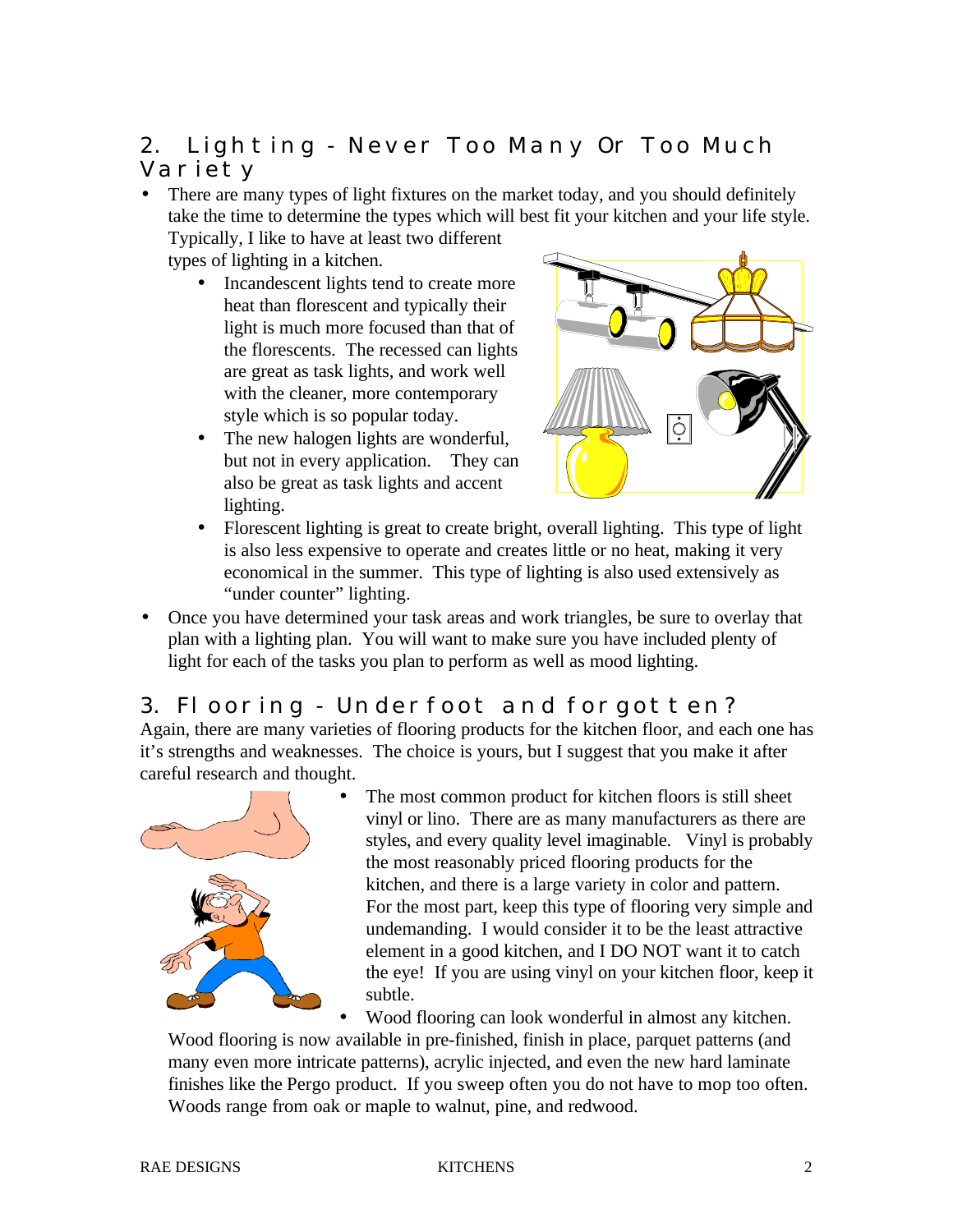## 2. Lighting - Never Too Many Or Too Much Variety

- There are many types of light fixtures on the market today, and you should definitely take the time to determine the types which will best fit your kitchen and your life style. Typically, I like to have at least two different types of lighting in a kitchen.
    - Incandescent lights tend to create more heat than florescent and typically their light is much more focused than that of the florescents. The recessed can lights are great as task lights, and work well with the cleaner, more contemporary style which is so popular today.
    - The new halogen lights are wonderful, but not in every application. They can also be great as task lights and accent lighting.
    - Florescent lighting is great to create bright, overall lighting. This type of light is also less expensive to operate and creates little or no heat, making it very economical in the summer. This type of lighting is also used extensively as "under counter" lighting.
- Once you have determined your task areas and work triangles, be sure to overlay that plan with a lighting plan. You will want to make sure you have included plenty of light for each of the tasks you plan to perform as well as mood lighting.

## 3. Flooring - Underfoot and forgotten?

Again, there are many varieties of flooring products for the kitchen floor, and each one has it's strengths and weaknesses. The choice is yours, but I suggest that you make it after careful research and thought.

- The most common product for kitchen floors is still sheet vinyl or lino. There are as many manufacturers as there are styles, and every quality level imaginable. Vinyl is probably the most reasonably priced flooring products for the kitchen, and there is a large variety in color and pattern. For the most part, keep this type of flooring very simple and undemanding. I would consider it to be the least attractive element in a good kitchen, and I DO NOT want it to catch the eye! If you are using vinyl on your kitchen floor, keep it subtle.
- Wood flooring can look wonderful in almost any kitchen. Wood flooring is now available in pre-finished, finish in place, parquet patterns (and many even more intricate patterns), acrylic injected, and even the new hard laminate finishes like the Pergo product. If you sweep often you do not have to mop too often. Woods range from oak or maple to walnut, pine, and redwood.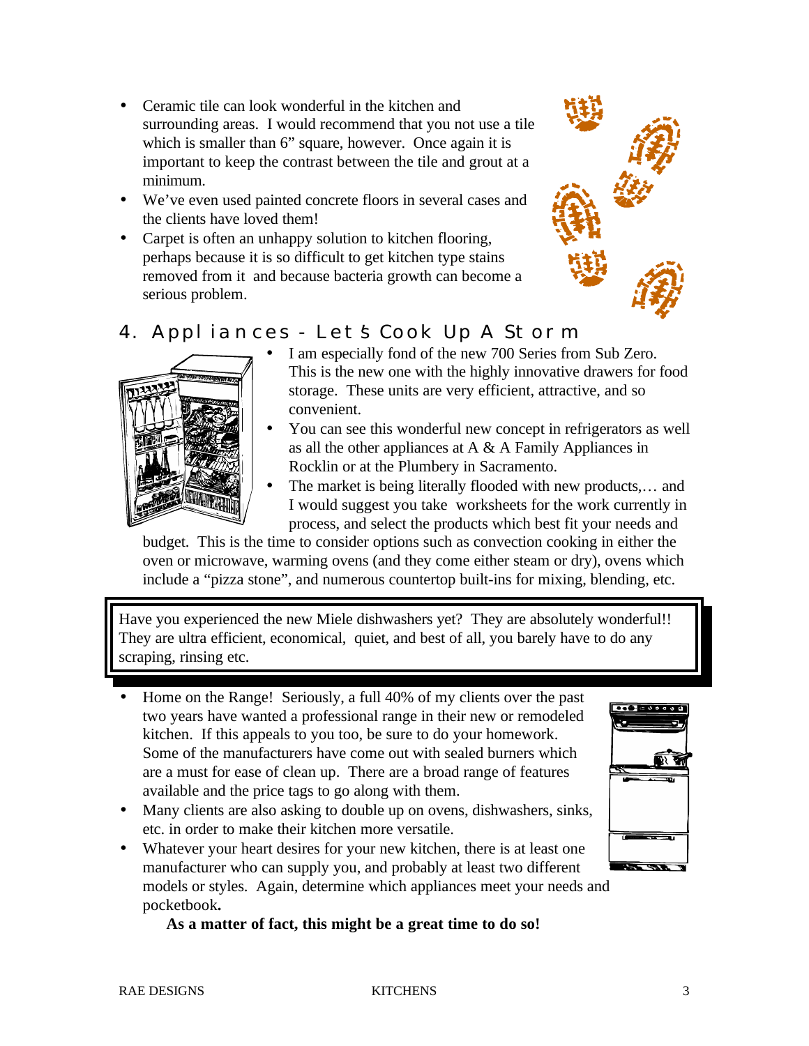- Ceramic tile can look wonderful in the kitchen and surrounding areas. I would recommend that you not use a tile which is smaller than 6" square, however. Once again it is important to keep the contrast between the tile and grout at a minimum.
- We've even used painted concrete floors in several cases and the clients have loved them!
- Carpet is often an unhappy solution to kitchen flooring, perhaps because it is so difficult to get kitchen type stains removed from it and because bacteria growth can become a serious problem.

## 4. Appliances - Let's Cook Up A Storm

- I am especially fond of the new 700 Series from Sub Zero. This is the new one with the highly innovative drawers for food storage. These units are very efficient, attractive, and so convenient.
- You can see this wonderful new concept in refrigerators as well as all the other appliances at A & A Family Appliances in Rocklin or at the Plumbery in Sacramento.
- The market is being literally flooded with new products,… and I would suggest you take worksheets for the work currently in process, and select the products which best fit your needs and budget. This is the time to consider options such as convection cooking in either the oven or microwave, warming ovens (and they come either steam or dry), ovens which include a "pizza stone", and numerous countertop built-ins for mixing, blending, etc.

> Have you experienced the new Miele dishwashers yet? They are absolutely wonderful!! They are ultra efficient, economical, quiet, and best of all, you barely have to do any scraping, rinsing etc.

- Home on the Range! Seriously, a full 40% of my clients over the past two years have wanted a professional range in their new or remodeled kitchen. If this appeals to you too, be sure to do your homework. Some of the manufacturers have come out with sealed burners which are a must for ease of clean up. There are a broad range of features available and the price tags to go along with them.
- Many clients are also asking to double up on ovens, dishwashers, sinks, etc. in order to make their kitchen more versatile.
- Whatever your heart desires for your new kitchen, there is at least one manufacturer who can supply you, and probably at least two different models or styles. Again, determine which appliances meet your needs and pocketbook**.**

**As a matter of fact, this might be a great time to do so!**